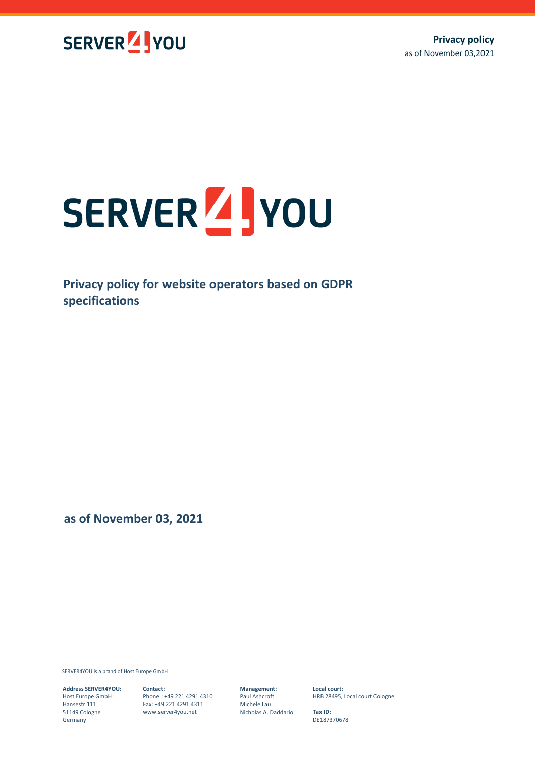SERVER4YOU

# Privacy policy for website operators based on GDPR specifications

as of November 03, 2021

SERVER4YOU is a brand of Host Europe GmbH

**Address SERVER4YOU:**
Host Europe GmbH
Hansestr.111
51149 Cologne
Germany

**Contact:**
Phone.: +49 221 4291 4310
Fax: +49 221 4291 4311
www.server4you.net

**Management:**
Paul Ashcroft
Michele Lau
Nicholas A. Daddario

**Local court:**
HRB 28495, Local court Cologne

**Tax ID:**
DE187370678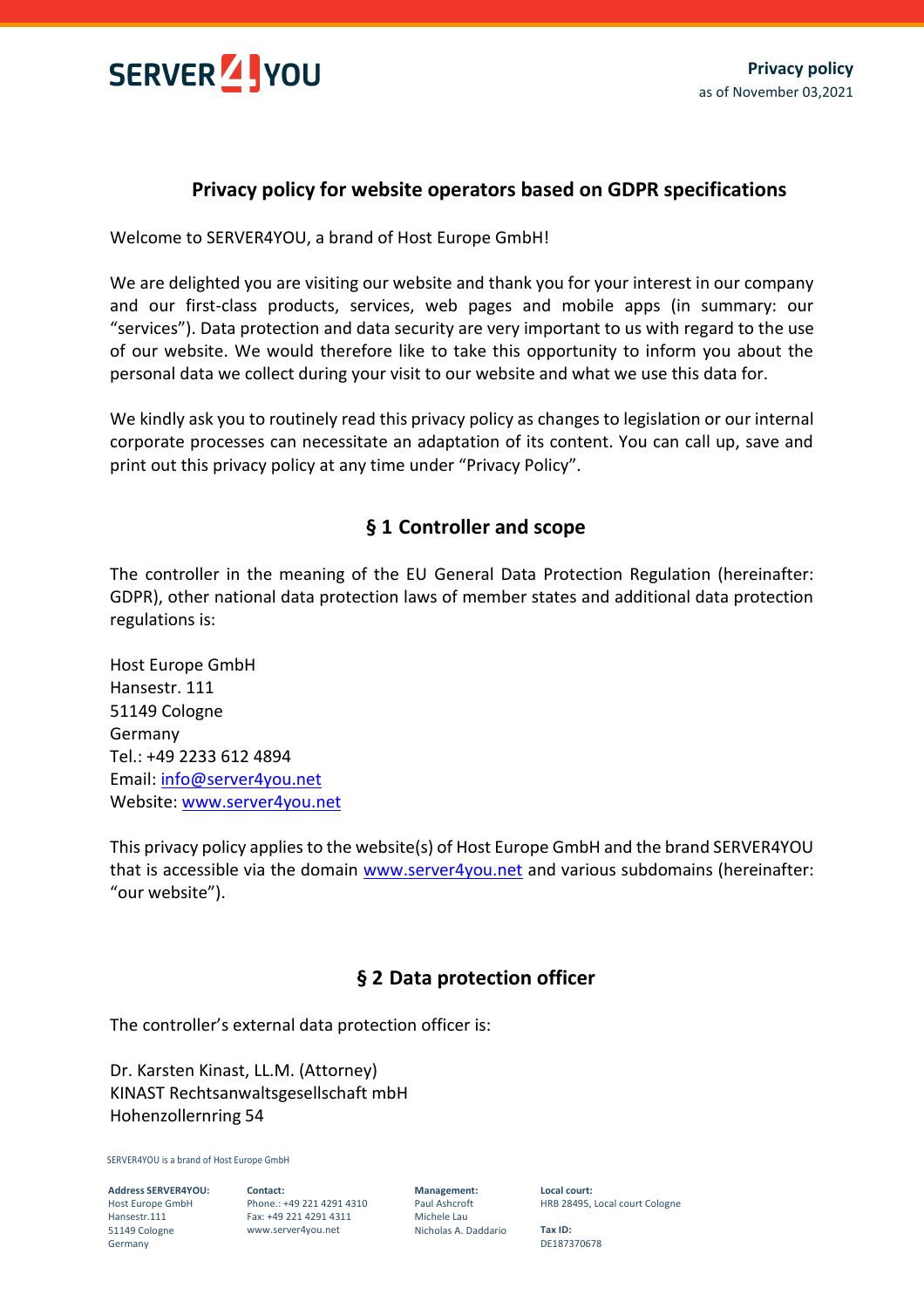# Privacy policy for website operators based on GDPR specifications

Welcome to SERVER4YOU, a brand of Host Europe GmbH!

We are delighted you are visiting our website and thank you for your interest in our company and our first-class products, services, web pages and mobile apps (in summary: our "services"). Data protection and data security are very important to us with regard to the use of our website. We would therefore like to take this opportunity to inform you about the personal data we collect during your visit to our website and what we use this data for.

We kindly ask you to routinely read this privacy policy as changes to legislation or our internal corporate processes can necessitate an adaptation of its content. You can call up, save and print out this privacy policy at any time under "Privacy Policy".

## § 1 Controller and scope

The controller in the meaning of the EU General Data Protection Regulation (hereinafter: GDPR), other national data protection laws of member states and additional data protection regulations is:

Host Europe GmbH
Hansestr. 111
51149 Cologne
Germany
Tel.: +49 2233 612 4894
Email: info@server4you.net
Website: www.server4you.net

This privacy policy applies to the website(s) of Host Europe GmbH and the brand SERVER4YOU that is accessible via the domain www.server4you.net and various subdomains (hereinafter: "our website").

## § 2 Data protection officer

The controller's external data protection officer is:

Dr. Karsten Kinast, LL.M. (Attorney)
KINAST Rechtsanwaltsgesellschaft mbH
Hohenzollernring 54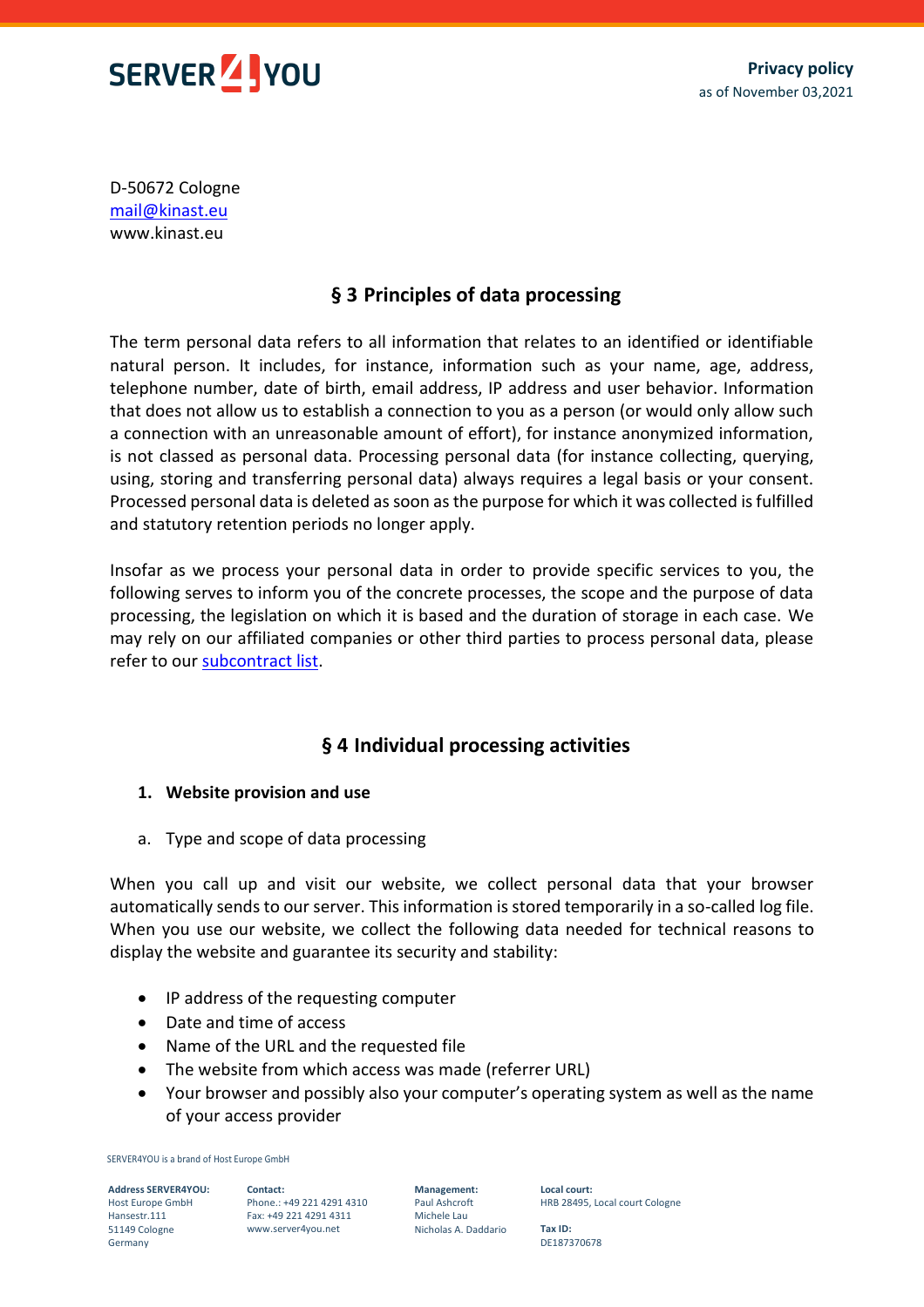D-50672 Cologne
mail@kinast.eu
www.kinast.eu

## § 3 Principles of data processing

The term personal data refers to all information that relates to an identified or identifiable natural person. It includes, for instance, information such as your name, age, address, telephone number, date of birth, email address, IP address and user behavior. Information that does not allow us to establish a connection to you as a person (or would only allow such a connection with an unreasonable amount of effort), for instance anonymized information, is not classed as personal data. Processing personal data (for instance collecting, querying, using, storing and transferring personal data) always requires a legal basis or your consent. Processed personal data is deleted as soon as the purpose for which it was collected is fulfilled and statutory retention periods no longer apply.

Insofar as we process your personal data in order to provide specific services to you, the following serves to inform you of the concrete processes, the scope and the purpose of data processing, the legislation on which it is based and the duration of storage in each case. We may rely on our affiliated companies or other third parties to process personal data, please refer to our subcontract list.

## § 4 Individual processing activities

1. **Website provision and use**

a. Type and scope of data processing

When you call up and visit our website, we collect personal data that your browser automatically sends to our server. This information is stored temporarily in a so-called log file. When you use our website, we collect the following data needed for technical reasons to display the website and guarantee its security and stability:

- IP address of the requesting computer
- Date and time of access
- Name of the URL and the requested file
- The website from which access was made (referrer URL)
- Your browser and possibly also your computer's operating system as well as the name of your access provider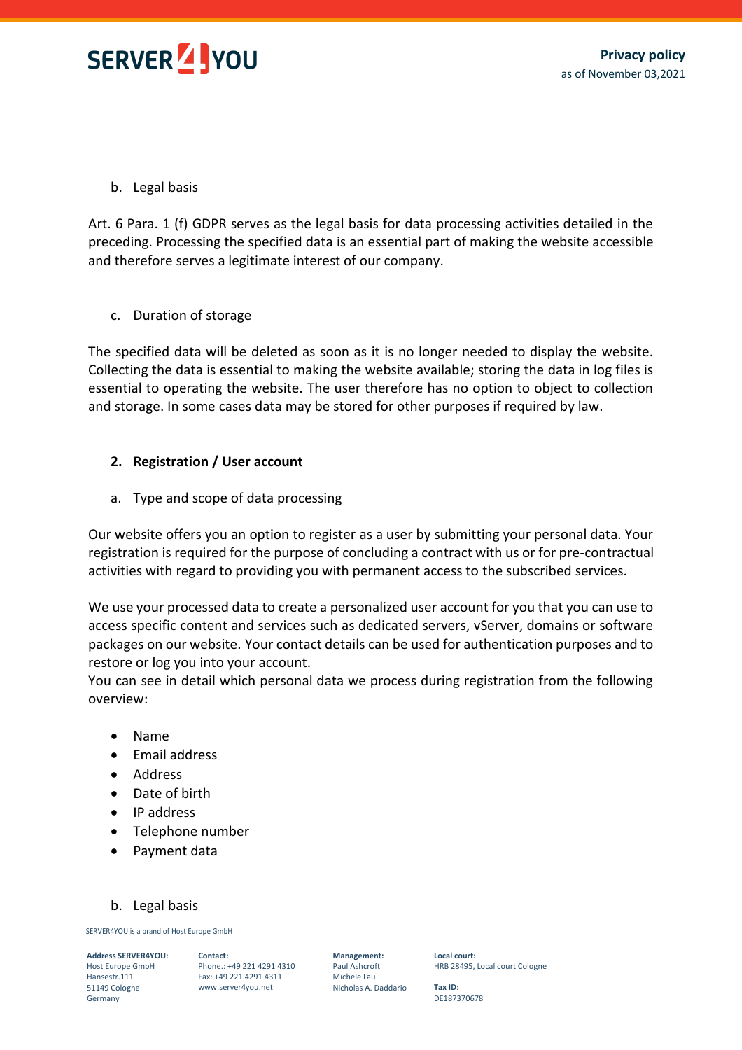b. Legal basis

Art. 6 Para. 1 (f) GDPR serves as the legal basis for data processing activities detailed in the preceding. Processing the specified data is an essential part of making the website accessible and therefore serves a legitimate interest of our company.

c. Duration of storage

The specified data will be deleted as soon as it is no longer needed to display the website. Collecting the data is essential to making the website available; storing the data in log files is essential to operating the website. The user therefore has no option to object to collection and storage. In some cases data may be stored for other purposes if required by law.

## 2. Registration / User account

a. Type and scope of data processing

Our website offers you an option to register as a user by submitting your personal data. Your registration is required for the purpose of concluding a contract with us or for pre-contractual activities with regard to providing you with permanent access to the subscribed services.

We use your processed data to create a personalized user account for you that you can use to access specific content and services such as dedicated servers, vServer, domains or software packages on our website. Your contact details can be used for authentication purposes and to restore or log you into your account.
You can see in detail which personal data we process during registration from the following overview:

- Name
- Email address
- Address
- Date of birth
- IP address
- Telephone number
- Payment data

b. Legal basis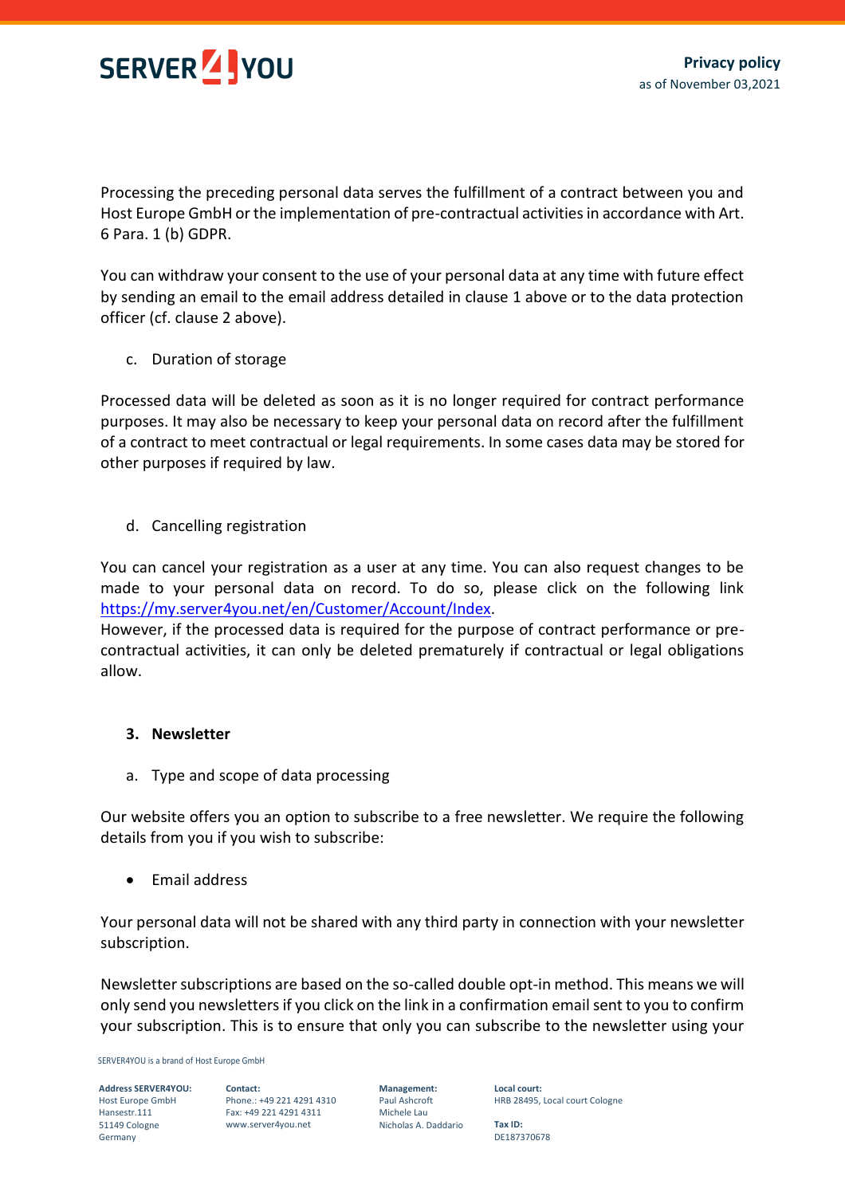Processing the preceding personal data serves the fulfillment of a contract between you and Host Europe GmbH or the implementation of pre-contractual activities in accordance with Art. 6 Para. 1 (b) GDPR.

You can withdraw your consent to the use of your personal data at any time with future effect by sending an email to the email address detailed in clause 1 above or to the data protection officer (cf. clause 2 above).

c. Duration of storage

Processed data will be deleted as soon as it is no longer required for contract performance purposes. It may also be necessary to keep your personal data on record after the fulfillment of a contract to meet contractual or legal requirements. In some cases data may be stored for other purposes if required by law.

d. Cancelling registration

You can cancel your registration as a user at any time. You can also request changes to be made to your personal data on record. To do so, please click on the following link [https://my.server4you.net/en/Customer/Account/Index](https://my.server4you.net/en/Customer/Account/Index).
However, if the processed data is required for the purpose of contract performance or pre-contractual activities, it can only be deleted prematurely if contractual or legal obligations allow.

## 3. Newsletter

a. Type and scope of data processing

Our website offers you an option to subscribe to a free newsletter. We require the following details from you if you wish to subscribe:

- Email address

Your personal data will not be shared with any third party in connection with your newsletter subscription.

Newsletter subscriptions are based on the so-called double opt-in method. This means we will only send you newsletters if you click on the link in a confirmation email sent to you to confirm your subscription. This is to ensure that only you can subscribe to the newsletter using your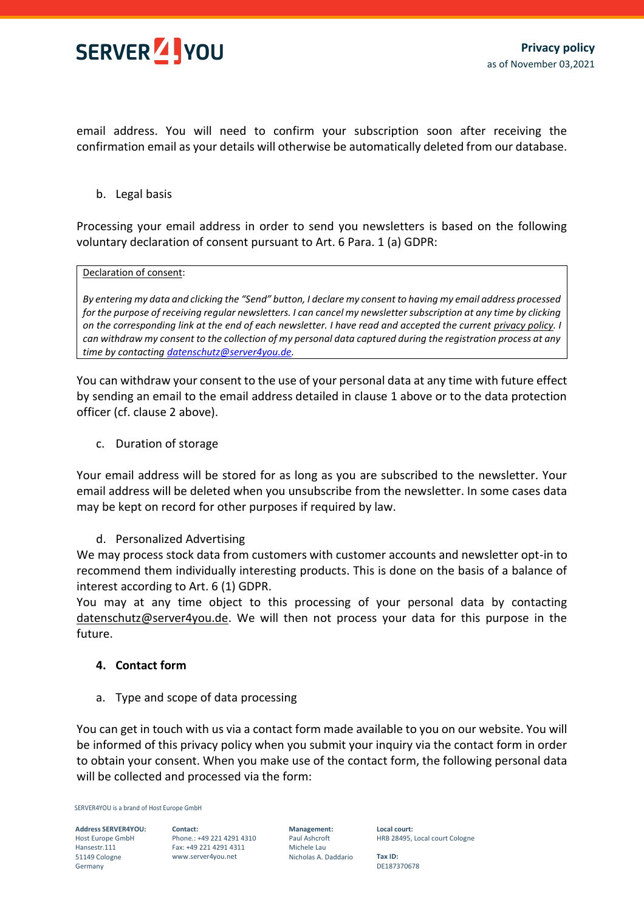email address. You will need to confirm your subscription soon after receiving the confirmation email as your details will otherwise be automatically deleted from our database.

b. Legal basis

Processing your email address in order to send you newsletters is based on the following voluntary declaration of consent pursuant to Art. 6 Para. 1 (a) GDPR:

> Declaration of consent:
>
> *By entering my data and clicking the "Send" button, I declare my consent to having my email address processed for the purpose of receiving regular newsletters. I can cancel my newsletter subscription at any time by clicking on the corresponding link at the end of each newsletter. I have read and accepted the current privacy policy. I can withdraw my consent to the collection of my personal data captured during the registration process at any time by contacting datenschutz@server4you.de.*

You can withdraw your consent to the use of your personal data at any time with future effect by sending an email to the email address detailed in clause 1 above or to the data protection officer (cf. clause 2 above).

c. Duration of storage

Your email address will be stored for as long as you are subscribed to the newsletter. Your email address will be deleted when you unsubscribe from the newsletter. In some cases data may be kept on record for other purposes if required by law.

d. Personalized Advertising

We may process stock data from customers with customer accounts and newsletter opt-in to recommend them individually interesting products. This is done on the basis of a balance of interest according to Art. 6 (1) GDPR.

You may at any time object to this processing of your personal data by contacting datenschutz@server4you.de. We will then not process your data for this purpose in the future.

## 4. Contact form

a. Type and scope of data processing

You can get in touch with us via a contact form made available to you on our website. You will be informed of this privacy policy when you submit your inquiry via the contact form in order to obtain your consent. When you make use of the contact form, the following personal data will be collected and processed via the form: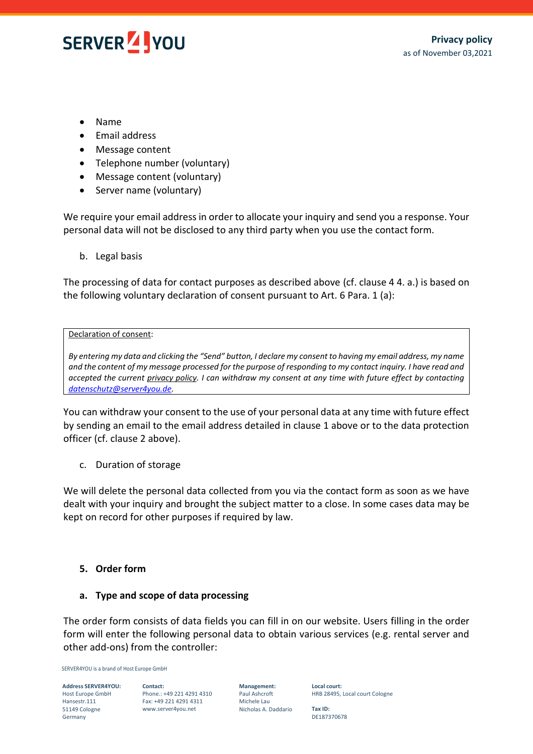- Name
- Email address
- Message content
- Telephone number (voluntary)
- Message content (voluntary)
- Server name (voluntary)

We require your email address in order to allocate your inquiry and send you a response. Your personal data will not be disclosed to any third party when you use the contact form.

b. Legal basis

The processing of data for contact purposes as described above (cf. clause 4 4. a.) is based on the following voluntary declaration of consent pursuant to Art. 6 Para. 1 (a):

| Declaration of consent: |
| --- |
| *By entering my data and clicking the "Send" button, I declare my consent to having my email address, my name and the content of my message processed for the purpose of responding to my contact inquiry. I have read and accepted the current privacy policy. I can withdraw my consent at any time with future effect by contacting datenschutz@server4you.de.* |

You can withdraw your consent to the use of your personal data at any time with future effect by sending an email to the email address detailed in clause 1 above or to the data protection officer (cf. clause 2 above).

c. Duration of storage

We will delete the personal data collected from you via the contact form as soon as we have dealt with your inquiry and brought the subject matter to a close. In some cases data may be kept on record for other purposes if required by law.

## 5. Order form

### a. Type and scope of data processing

The order form consists of data fields you can fill in on our website. Users filling in the order form will enter the following personal data to obtain various services (e.g. rental server and other add-ons) from the controller: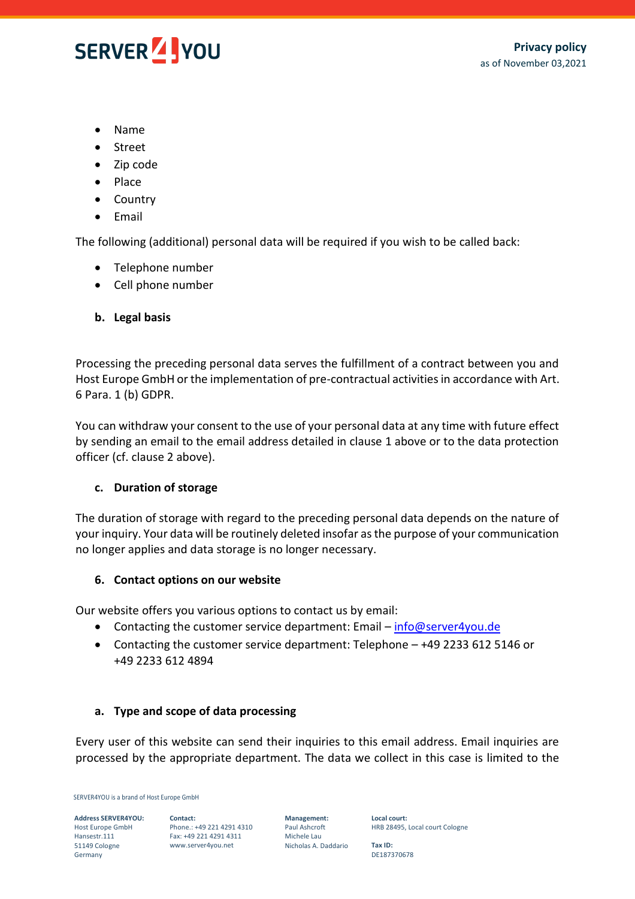- Name
- Street
- Zip code
- Place
- Country
- Email

The following (additional) personal data will be required if you wish to be called back:

- Telephone number
- Cell phone number

### b. Legal basis

Processing the preceding personal data serves the fulfillment of a contract between you and Host Europe GmbH or the implementation of pre-contractual activities in accordance with Art. 6 Para. 1 (b) GDPR.

You can withdraw your consent to the use of your personal data at any time with future effect by sending an email to the email address detailed in clause 1 above or to the data protection officer (cf. clause 2 above).

### c. Duration of storage

The duration of storage with regard to the preceding personal data depends on the nature of your inquiry. Your data will be routinely deleted insofar as the purpose of your communication no longer applies and data storage is no longer necessary.

## 6. Contact options on our website

Our website offers you various options to contact us by email:

- Contacting the customer service department: Email – info@server4you.de
- Contacting the customer service department: Telephone – +49 2233 612 5146 or +49 2233 612 4894

### a. Type and scope of data processing

Every user of this website can send their inquiries to this email address. Email inquiries are processed by the appropriate department. The data we collect in this case is limited to the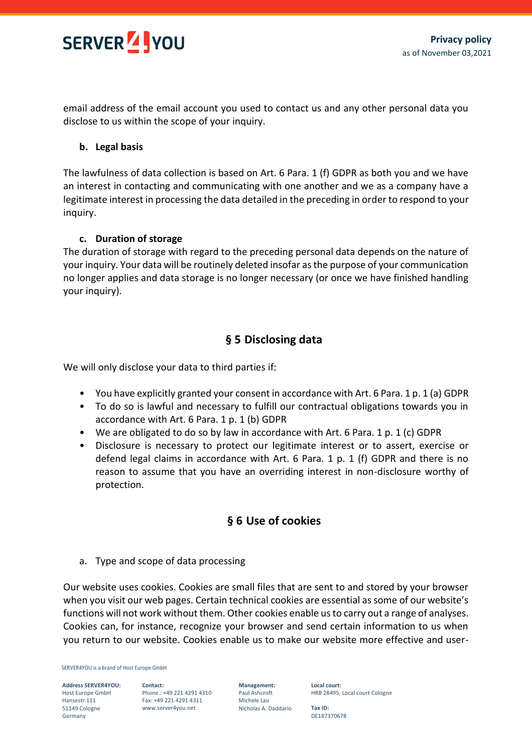email address of the email account you used to contact us and any other personal data you disclose to us within the scope of your inquiry.

**b. Legal basis**

The lawfulness of data collection is based on Art. 6 Para. 1 (f) GDPR as both you and we have an interest in contacting and communicating with one another and we as a company have a legitimate interest in processing the data detailed in the preceding in order to respond to your inquiry.

**c. Duration of storage**

The duration of storage with regard to the preceding personal data depends on the nature of your inquiry. Your data will be routinely deleted insofar as the purpose of your communication no longer applies and data storage is no longer necessary (or once we have finished handling your inquiry).

## § 5 Disclosing data

We will only disclose your data to third parties if:

- You have explicitly granted your consent in accordance with Art. 6 Para. 1 p. 1 (a) GDPR
- To do so is lawful and necessary to fulfill our contractual obligations towards you in accordance with Art. 6 Para. 1 p. 1 (b) GDPR
- We are obligated to do so by law in accordance with Art. 6 Para. 1 p. 1 (c) GDPR
- Disclosure is necessary to protect our legitimate interest or to assert, exercise or defend legal claims in accordance with Art. 6 Para. 1 p. 1 (f) GDPR and there is no reason to assume that you have an overriding interest in non-disclosure worthy of protection.

## § 6 Use of cookies

a. Type and scope of data processing

Our website uses cookies. Cookies are small files that are sent to and stored by your browser when you visit our web pages. Certain technical cookies are essential as some of our website's functions will not work without them. Other cookies enable us to carry out a range of analyses. Cookies can, for instance, recognize your browser and send certain information to us when you return to our website. Cookies enable us to make our website more effective and user-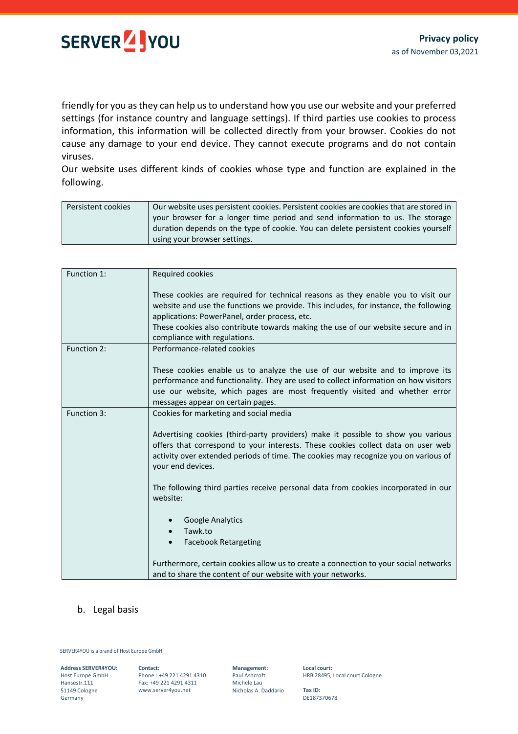friendly for you as they can help us to understand how you use our website and your preferred settings (for instance country and language settings). If third parties use cookies to process information, this information will be collected directly from your browser. Cookies do not cause any damage to your end device. They cannot execute programs and do not contain viruses.
Our website uses different kinds of cookies whose type and function are explained in the following.

| Persistent cookies | Our website uses persistent cookies. Persistent cookies are cookies that are stored in your browser for a longer time period and send information to us. The storage duration depends on the type of cookie. You can delete persistent cookies yourself using your browser settings. |
|---|---|

| Function 1: | Required cookies<br><br>These cookies are required for technical reasons as they enable you to visit our website and use the functions we provide. This includes, for instance, the following applications: PowerPanel, order process, etc.<br>These cookies also contribute towards making the use of our website secure and in compliance with regulations. |
|---|---|
| Function 2: | Performance-related cookies<br><br>These cookies enable us to analyze the use of our website and to improve its performance and functionality. They are used to collect information on how visitors use our website, which pages are most frequently visited and whether error messages appear on certain pages. |
| Function 3: | Cookies for marketing and social media<br><br>Advertising cookies (third-party providers) make it possible to show you various offers that correspond to your interests. These cookies collect data on user web activity over extended periods of time. The cookies may recognize you on various of your end devices.<br><br>The following third parties receive personal data from cookies incorporated in our website:<br><br>• Google Analytics<br>• Tawk.to<br>• Facebook Retargeting<br><br>Furthermore, certain cookies allow us to create a connection to your social networks and to share the content of our website with your networks. |

b. Legal basis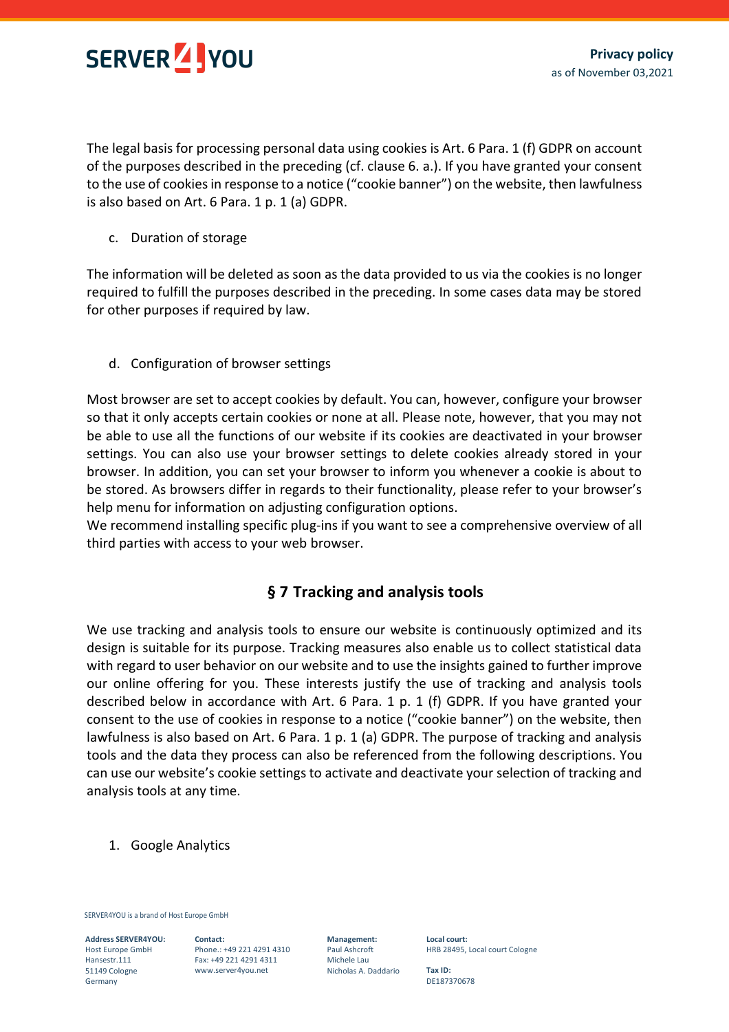The legal basis for processing personal data using cookies is Art. 6 Para. 1 (f) GDPR on account of the purposes described in the preceding (cf. clause 6. a.). If you have granted your consent to the use of cookies in response to a notice ("cookie banner") on the website, then lawfulness is also based on Art. 6 Para. 1 p. 1 (a) GDPR.

c. Duration of storage

The information will be deleted as soon as the data provided to us via the cookies is no longer required to fulfill the purposes described in the preceding. In some cases data may be stored for other purposes if required by law.

d. Configuration of browser settings

Most browser are set to accept cookies by default. You can, however, configure your browser so that it only accepts certain cookies or none at all. Please note, however, that you may not be able to use all the functions of our website if its cookies are deactivated in your browser settings. You can also use your browser settings to delete cookies already stored in your browser. In addition, you can set your browser to inform you whenever a cookie is about to be stored. As browsers differ in regards to their functionality, please refer to your browser's help menu for information on adjusting configuration options.
We recommend installing specific plug-ins if you want to see a comprehensive overview of all third parties with access to your web browser.

## § 7 Tracking and analysis tools

We use tracking and analysis tools to ensure our website is continuously optimized and its design is suitable for its purpose. Tracking measures also enable us to collect statistical data with regard to user behavior on our website and to use the insights gained to further improve our online offering for you. These interests justify the use of tracking and analysis tools described below in accordance with Art. 6 Para. 1 p. 1 (f) GDPR. If you have granted your consent to the use of cookies in response to a notice ("cookie banner") on the website, then lawfulness is also based on Art. 6 Para. 1 p. 1 (a) GDPR. The purpose of tracking and analysis tools and the data they process can also be referenced from the following descriptions. You can use our website's cookie settings to activate and deactivate your selection of tracking and analysis tools at any time.

1. Google Analytics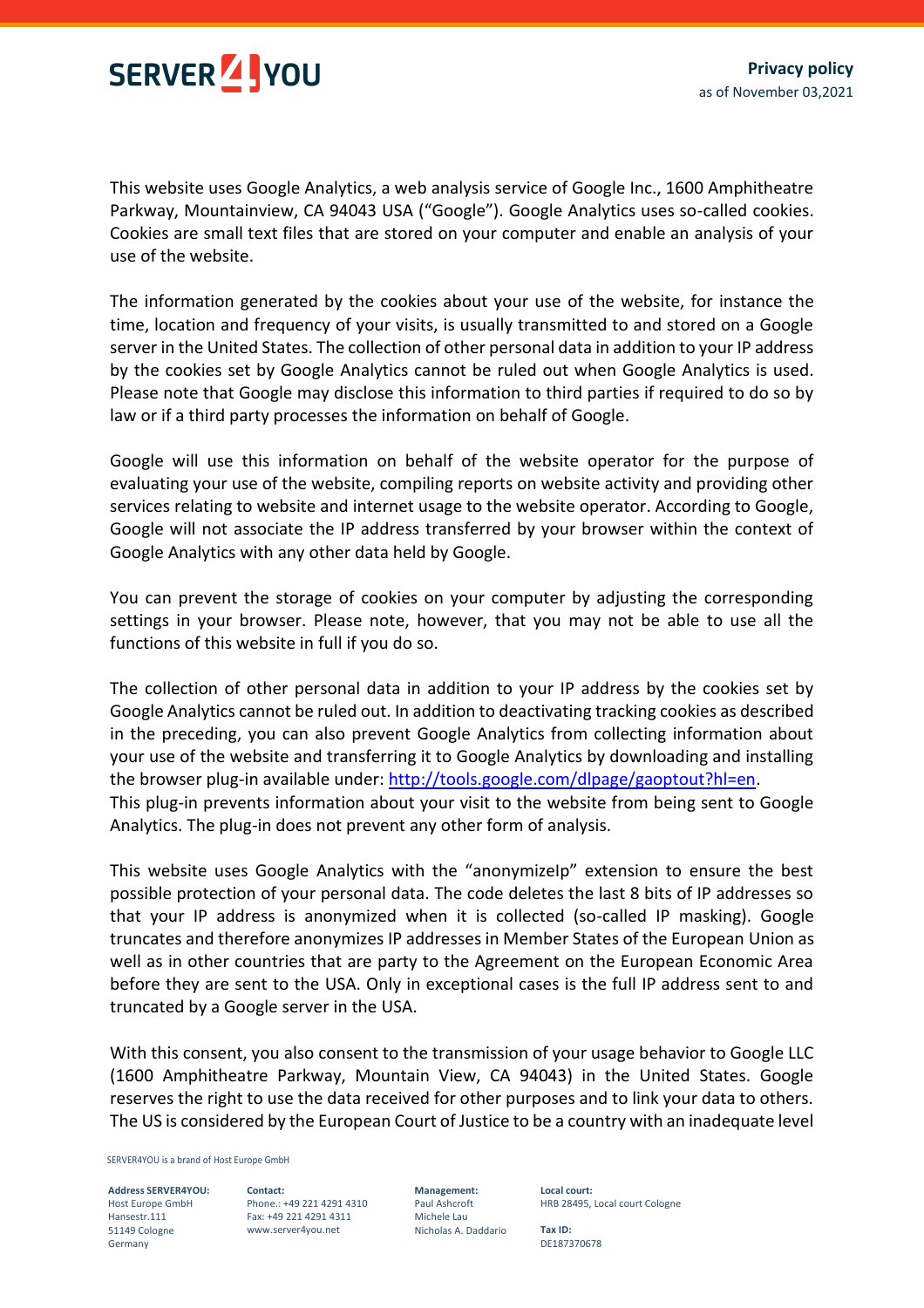This website uses Google Analytics, a web analysis service of Google Inc., 1600 Amphitheatre Parkway, Mountainview, CA 94043 USA ("Google"). Google Analytics uses so-called cookies. Cookies are small text files that are stored on your computer and enable an analysis of your use of the website.

The information generated by the cookies about your use of the website, for instance the time, location and frequency of your visits, is usually transmitted to and stored on a Google server in the United States. The collection of other personal data in addition to your IP address by the cookies set by Google Analytics cannot be ruled out when Google Analytics is used. Please note that Google may disclose this information to third parties if required to do so by law or if a third party processes the information on behalf of Google.

Google will use this information on behalf of the website operator for the purpose of evaluating your use of the website, compiling reports on website activity and providing other services relating to website and internet usage to the website operator. According to Google, Google will not associate the IP address transferred by your browser within the context of Google Analytics with any other data held by Google.

You can prevent the storage of cookies on your computer by adjusting the corresponding settings in your browser. Please note, however, that you may not be able to use all the functions of this website in full if you do so.

The collection of other personal data in addition to your IP address by the cookies set by Google Analytics cannot be ruled out. In addition to deactivating tracking cookies as described in the preceding, you can also prevent Google Analytics from collecting information about your use of the website and transferring it to Google Analytics by downloading and installing the browser plug-in available under: [http://tools.google.com/dlpage/gaoptout?hl=en](http://tools.google.com/dlpage/gaoptout?hl=en).
This plug-in prevents information about your visit to the website from being sent to Google Analytics. The plug-in does not prevent any other form of analysis.

This website uses Google Analytics with the "anonymizeIp" extension to ensure the best possible protection of your personal data. The code deletes the last 8 bits of IP addresses so that your IP address is anonymized when it is collected (so-called IP masking). Google truncates and therefore anonymizes IP addresses in Member States of the European Union as well as in other countries that are party to the Agreement on the European Economic Area before they are sent to the USA. Only in exceptional cases is the full IP address sent to and truncated by a Google server in the USA.

With this consent, you also consent to the transmission of your usage behavior to Google LLC (1600 Amphitheatre Parkway, Mountain View, CA 94043) in the United States. Google reserves the right to use the data received for other purposes and to link your data to others. The US is considered by the European Court of Justice to be a country with an inadequate level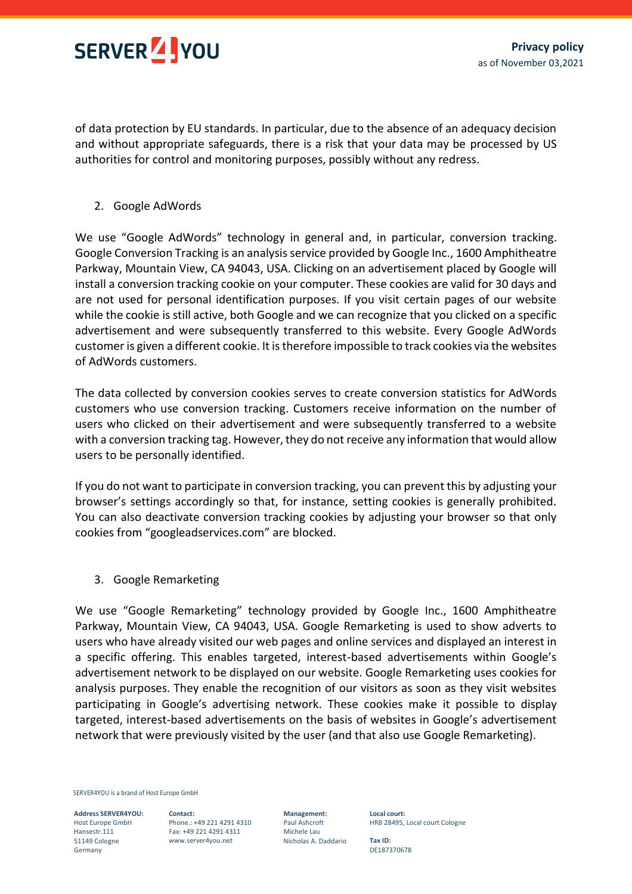of data protection by EU standards. In particular, due to the absence of an adequacy decision and without appropriate safeguards, there is a risk that your data may be processed by US authorities for control and monitoring purposes, possibly without any redress.

2. Google AdWords

We use “Google AdWords” technology in general and, in particular, conversion tracking. Google Conversion Tracking is an analysis service provided by Google Inc., 1600 Amphitheatre Parkway, Mountain View, CA 94043, USA. Clicking on an advertisement placed by Google will install a conversion tracking cookie on your computer. These cookies are valid for 30 days and are not used for personal identification purposes. If you visit certain pages of our website while the cookie is still active, both Google and we can recognize that you clicked on a specific advertisement and were subsequently transferred to this website. Every Google AdWords customer is given a different cookie. It is therefore impossible to track cookies via the websites of AdWords customers.

The data collected by conversion cookies serves to create conversion statistics for AdWords customers who use conversion tracking. Customers receive information on the number of users who clicked on their advertisement and were subsequently transferred to a website with a conversion tracking tag. However, they do not receive any information that would allow users to be personally identified.

If you do not want to participate in conversion tracking, you can prevent this by adjusting your browser’s settings accordingly so that, for instance, setting cookies is generally prohibited. You can also deactivate conversion tracking cookies by adjusting your browser so that only cookies from “googleadservices.com” are blocked.

3. Google Remarketing

We use “Google Remarketing” technology provided by Google Inc., 1600 Amphitheatre Parkway, Mountain View, CA 94043, USA. Google Remarketing is used to show adverts to users who have already visited our web pages and online services and displayed an interest in a specific offering. This enables targeted, interest-based advertisements within Google’s advertisement network to be displayed on our website. Google Remarketing uses cookies for analysis purposes. They enable the recognition of our visitors as soon as they visit websites participating in Google’s advertising network. These cookies make it possible to display targeted, interest-based advertisements on the basis of websites in Google’s advertisement network that were previously visited by the user (and that also use Google Remarketing).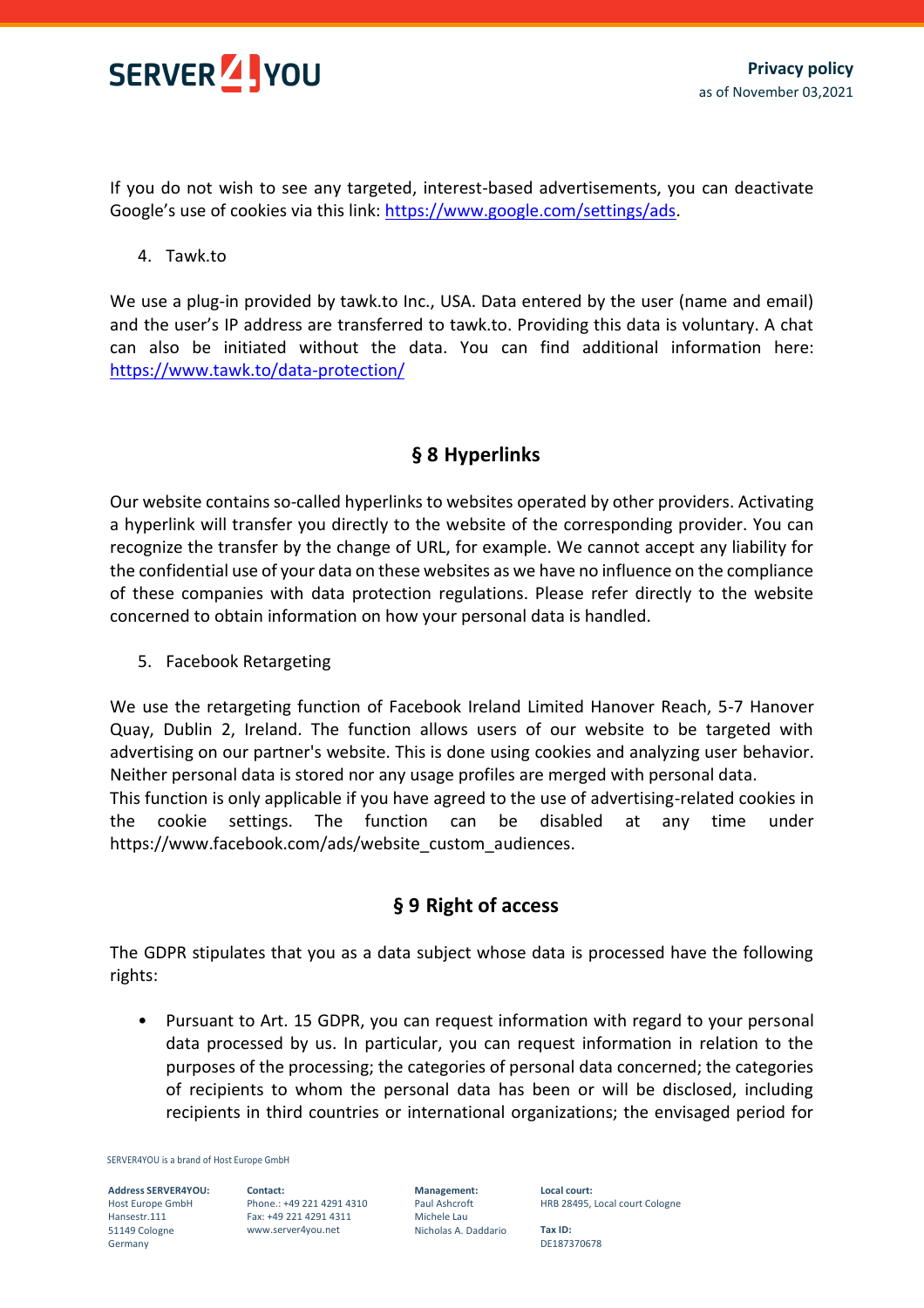If you do not wish to see any targeted, interest-based advertisements, you can deactivate Google's use of cookies via this link: [https://www.google.com/settings/ads](https://www.google.com/settings/ads).

4. Tawk.to

We use a plug-in provided by tawk.to Inc., USA. Data entered by the user (name and email) and the user's IP address are transferred to tawk.to. Providing this data is voluntary. A chat can also be initiated without the data. You can find additional information here: [https://www.tawk.to/data-protection/](https://www.tawk.to/data-protection/)

## § 8 Hyperlinks

Our website contains so-called hyperlinks to websites operated by other providers. Activating a hyperlink will transfer you directly to the website of the corresponding provider. You can recognize the transfer by the change of URL, for example. We cannot accept any liability for the confidential use of your data on these websites as we have no influence on the compliance of these companies with data protection regulations. Please refer directly to the website concerned to obtain information on how your personal data is handled.

5. Facebook Retargeting

We use the retargeting function of Facebook Ireland Limited Hanover Reach, 5-7 Hanover Quay, Dublin 2, Ireland. The function allows users of our website to be targeted with advertising on our partner's website. This is done using cookies and analyzing user behavior. Neither personal data is stored nor any usage profiles are merged with personal data.
This function is only applicable if you have agreed to the use of advertising-related cookies in the cookie settings. The function can be disabled at any time under https://www.facebook.com/ads/website_custom_audiences.

## § 9 Right of access

The GDPR stipulates that you as a data subject whose data is processed have the following rights:

- Pursuant to Art. 15 GDPR, you can request information with regard to your personal data processed by us. In particular, you can request information in relation to the purposes of the processing; the categories of personal data concerned; the categories of recipients to whom the personal data has been or will be disclosed, including recipients in third countries or international organizations; the envisaged period for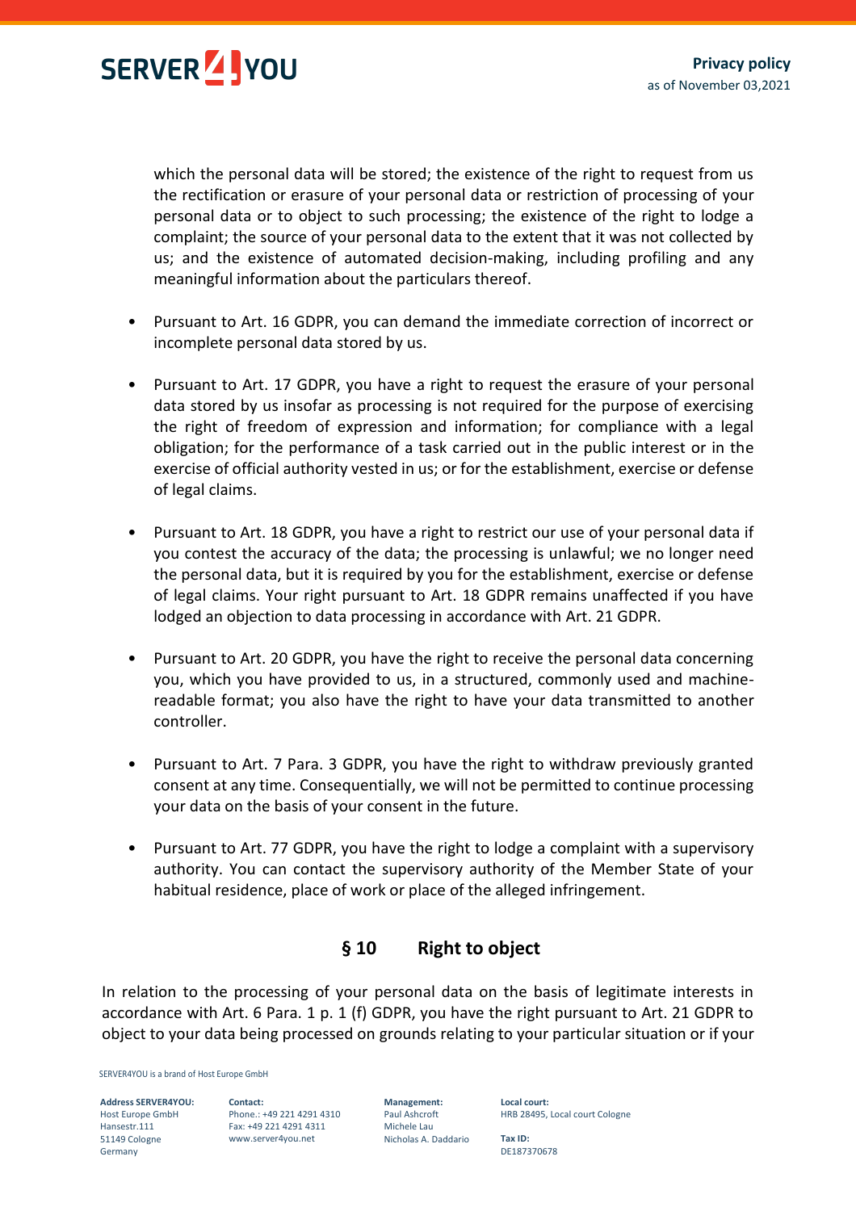which the personal data will be stored; the existence of the right to request from us the rectification or erasure of your personal data or restriction of processing of your personal data or to object to such processing; the existence of the right to lodge a complaint; the source of your personal data to the extent that it was not collected by us; and the existence of automated decision-making, including profiling and any meaningful information about the particulars thereof.

- Pursuant to Art. 16 GDPR, you can demand the immediate correction of incorrect or incomplete personal data stored by us.
- Pursuant to Art. 17 GDPR, you have a right to request the erasure of your personal data stored by us insofar as processing is not required for the purpose of exercising the right of freedom of expression and information; for compliance with a legal obligation; for the performance of a task carried out in the public interest or in the exercise of official authority vested in us; or for the establishment, exercise or defense of legal claims.
- Pursuant to Art. 18 GDPR, you have a right to restrict our use of your personal data if you contest the accuracy of the data; the processing is unlawful; we no longer need the personal data, but it is required by you for the establishment, exercise or defense of legal claims. Your right pursuant to Art. 18 GDPR remains unaffected if you have lodged an objection to data processing in accordance with Art. 21 GDPR.
- Pursuant to Art. 20 GDPR, you have the right to receive the personal data concerning you, which you have provided to us, in a structured, commonly used and machine-readable format; you also have the right to have your data transmitted to another controller.
- Pursuant to Art. 7 Para. 3 GDPR, you have the right to withdraw previously granted consent at any time. Consequentially, we will not be permitted to continue processing your data on the basis of your consent in the future.
- Pursuant to Art. 77 GDPR, you have the right to lodge a complaint with a supervisory authority. You can contact the supervisory authority of the Member State of your habitual residence, place of work or place of the alleged infringement.

## § 10 Right to object

In relation to the processing of your personal data on the basis of legitimate interests in accordance with Art. 6 Para. 1 p. 1 (f) GDPR, you have the right pursuant to Art. 21 GDPR to object to your data being processed on grounds relating to your particular situation or if your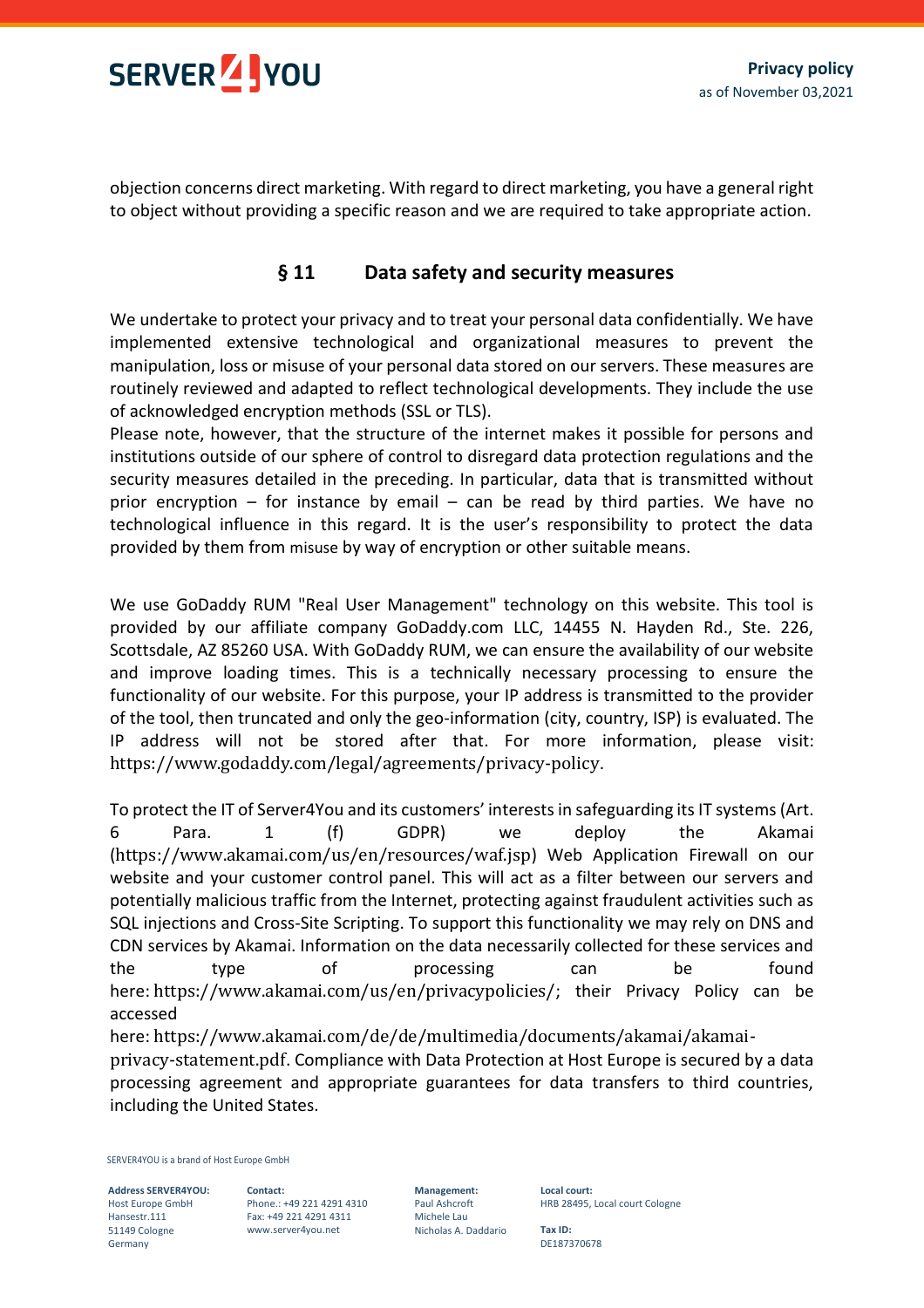objection concerns direct marketing. With regard to direct marketing, you have a general right to object without providing a specific reason and we are required to take appropriate action.

## § 11 Data safety and security measures

We undertake to protect your privacy and to treat your personal data confidentially. We have implemented extensive technological and organizational measures to prevent the manipulation, loss or misuse of your personal data stored on our servers. These measures are routinely reviewed and adapted to reflect technological developments. They include the use of acknowledged encryption methods (SSL or TLS).
Please note, however, that the structure of the internet makes it possible for persons and institutions outside of our sphere of control to disregard data protection regulations and the security measures detailed in the preceding. In particular, data that is transmitted without prior encryption – for instance by email – can be read by third parties. We have no technological influence in this regard. It is the user's responsibility to protect the data provided by them from misuse by way of encryption or other suitable means.

We use GoDaddy RUM "Real User Management" technology on this website. This tool is provided by our affiliate company GoDaddy.com LLC, 14455 N. Hayden Rd., Ste. 226, Scottsdale, AZ 85260 USA. With GoDaddy RUM, we can ensure the availability of our website and improve loading times. This is a technically necessary processing to ensure the functionality of our website. For this purpose, your IP address is transmitted to the provider of the tool, then truncated and only the geo-information (city, country, ISP) is evaluated. The IP address will not be stored after that. For more information, please visit: https://www.godaddy.com/legal/agreements/privacy-policy.

To protect the IT of Server4You and its customers' interests in safeguarding its IT systems (Art. 6 Para. 1 (f) GDPR) we deploy the Akamai (https://www.akamai.com/us/en/resources/waf.jsp) Web Application Firewall on our website and your customer control panel. This will act as a filter between our servers and potentially malicious traffic from the Internet, protecting against fraudulent activities such as SQL injections and Cross-Site Scripting. To support this functionality we may rely on DNS and CDN services by Akamai. Information on the data necessarily collected for these services and the type of processing can be found here: https://www.akamai.com/us/en/privacypolicies/; their Privacy Policy can be accessed here: https://www.akamai.com/de/de/multimedia/documents/akamai/akamai-privacy-statement.pdf. Compliance with Data Protection at Host Europe is secured by a data processing agreement and appropriate guarantees for data transfers to third countries, including the United States.